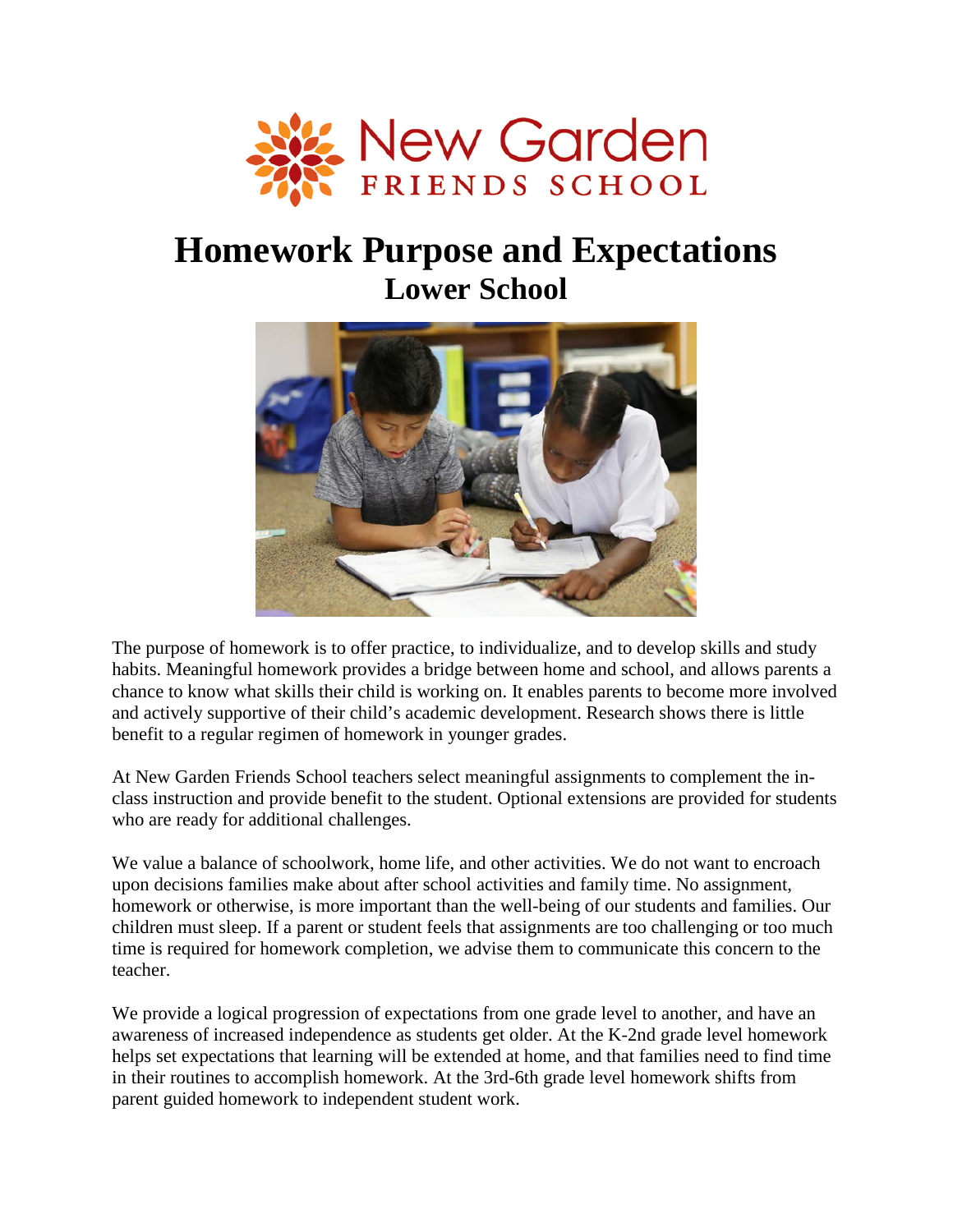New Garden FRIENDS SCHOOL

# Homework Purpose and Expectations

## Lower School

The purpose of homework is to offer practice, to individualize, and to develop skills and study habits. Meaningful homework provides a bridge between home and school, and allows parents a chance to know what skills their child is working on. It enables parents to become more involved and actively supportive of their child's academic development. Research shows there is little benefit to a regular regimen of homework in younger grades.

At New Garden Friends School teachers select meaningful assignments to complement the in-class instruction and provide benefit to the student. Optional extensions are provided for students who are ready for additional challenges.

We value a balance of schoolwork, home life, and other activities. We do not want to encroach upon decisions families make about after school activities and family time. No assignment, homework or otherwise, is more important than the well-being of our students and families. Our children must sleep. If a parent or student feels that assignments are too challenging or too much time is required for homework completion, we advise them to communicate this concern to the teacher.

We provide a logical progression of expectations from one grade level to another, and have an awareness of increased independence as students get older. At the K-2nd grade level homework helps set expectations that learning will be extended at home, and that families need to find time in their routines to accomplish homework. At the 3rd-6th grade level homework shifts from parent guided homework to independent student work.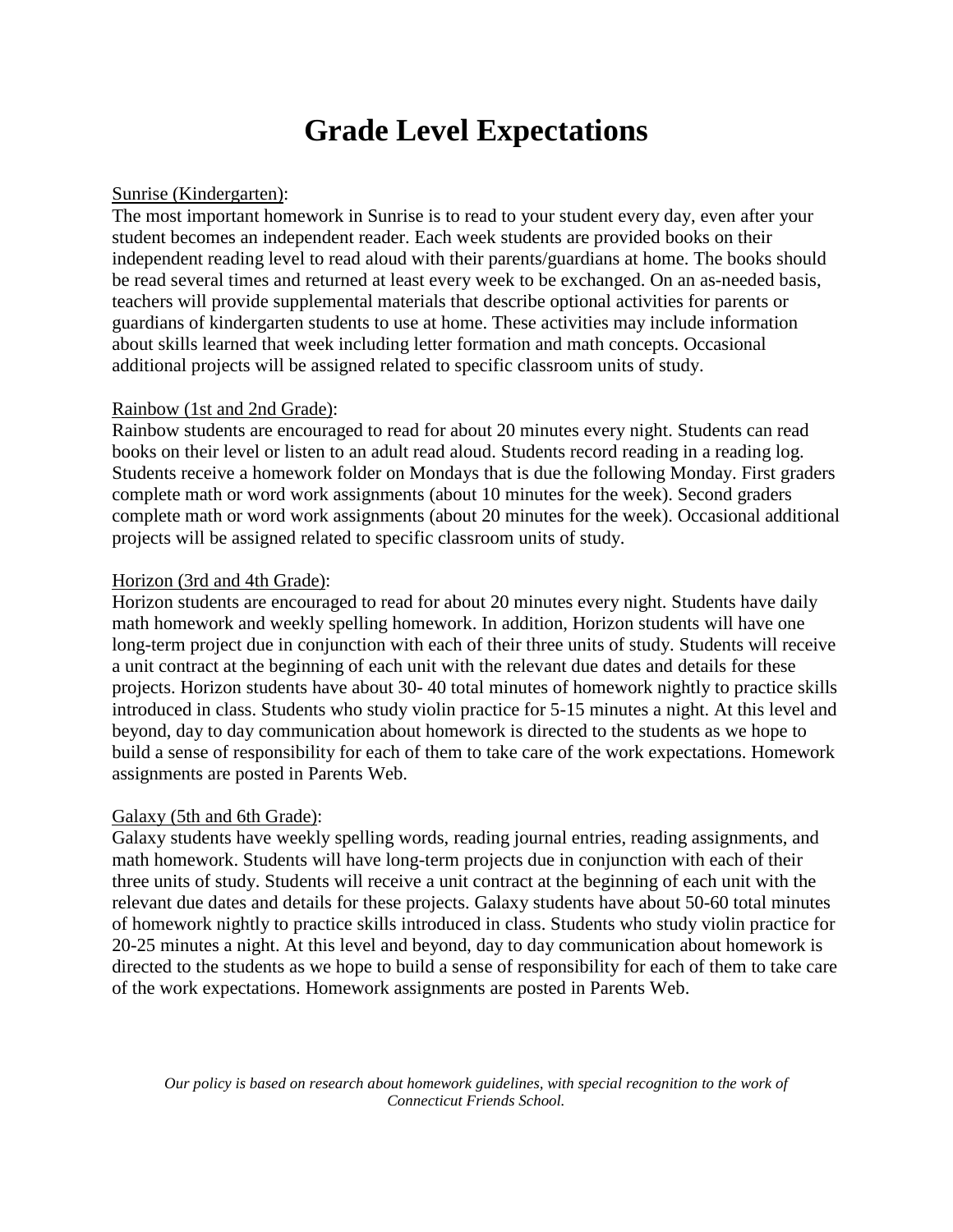# Grade Level Expectations

<u>Sunrise (Kindergarten)</u>:

The most important homework in Sunrise is to read to your student every day, even after your student becomes an independent reader. Each week students are provided books on their independent reading level to read aloud with their parents/guardians at home. The books should be read several times and returned at least every week to be exchanged. On an as-needed basis, teachers will provide supplemental materials that describe optional activities for parents or guardians of kindergarten students to use at home. These activities may include information about skills learned that week including letter formation and math concepts. Occasional additional projects will be assigned related to specific classroom units of study.

<u>Rainbow (1st and 2nd Grade)</u>:

Rainbow students are encouraged to read for about 20 minutes every night. Students can read books on their level or listen to an adult read aloud. Students record reading in a reading log. Students receive a homework folder on Mondays that is due the following Monday. First graders complete math or word work assignments (about 10 minutes for the week). Second graders complete math or word work assignments (about 20 minutes for the week). Occasional additional projects will be assigned related to specific classroom units of study.

<u>Horizon (3rd and 4th Grade)</u>:

Horizon students are encouraged to read for about 20 minutes every night. Students have daily math homework and weekly spelling homework. In addition, Horizon students will have one long-term project due in conjunction with each of their three units of study. Students will receive a unit contract at the beginning of each unit with the relevant due dates and details for these projects. Horizon students have about 30- 40 total minutes of homework nightly to practice skills introduced in class. Students who study violin practice for 5-15 minutes a night. At this level and beyond, day to day communication about homework is directed to the students as we hope to build a sense of responsibility for each of them to take care of the work expectations. Homework assignments are posted in Parents Web.

<u>Galaxy (5th and 6th Grade)</u>:

Galaxy students have weekly spelling words, reading journal entries, reading assignments, and math homework. Students will have long-term projects due in conjunction with each of their three units of study. Students will receive a unit contract at the beginning of each unit with the relevant due dates and details for these projects. Galaxy students have about 50-60 total minutes of homework nightly to practice skills introduced in class. Students who study violin practice for 20-25 minutes a night. At this level and beyond, day to day communication about homework is directed to the students as we hope to build a sense of responsibility for each of them to take care of the work expectations. Homework assignments are posted in Parents Web.

*Our policy is based on research about homework guidelines, with special recognition to the work of Connecticut Friends School.*